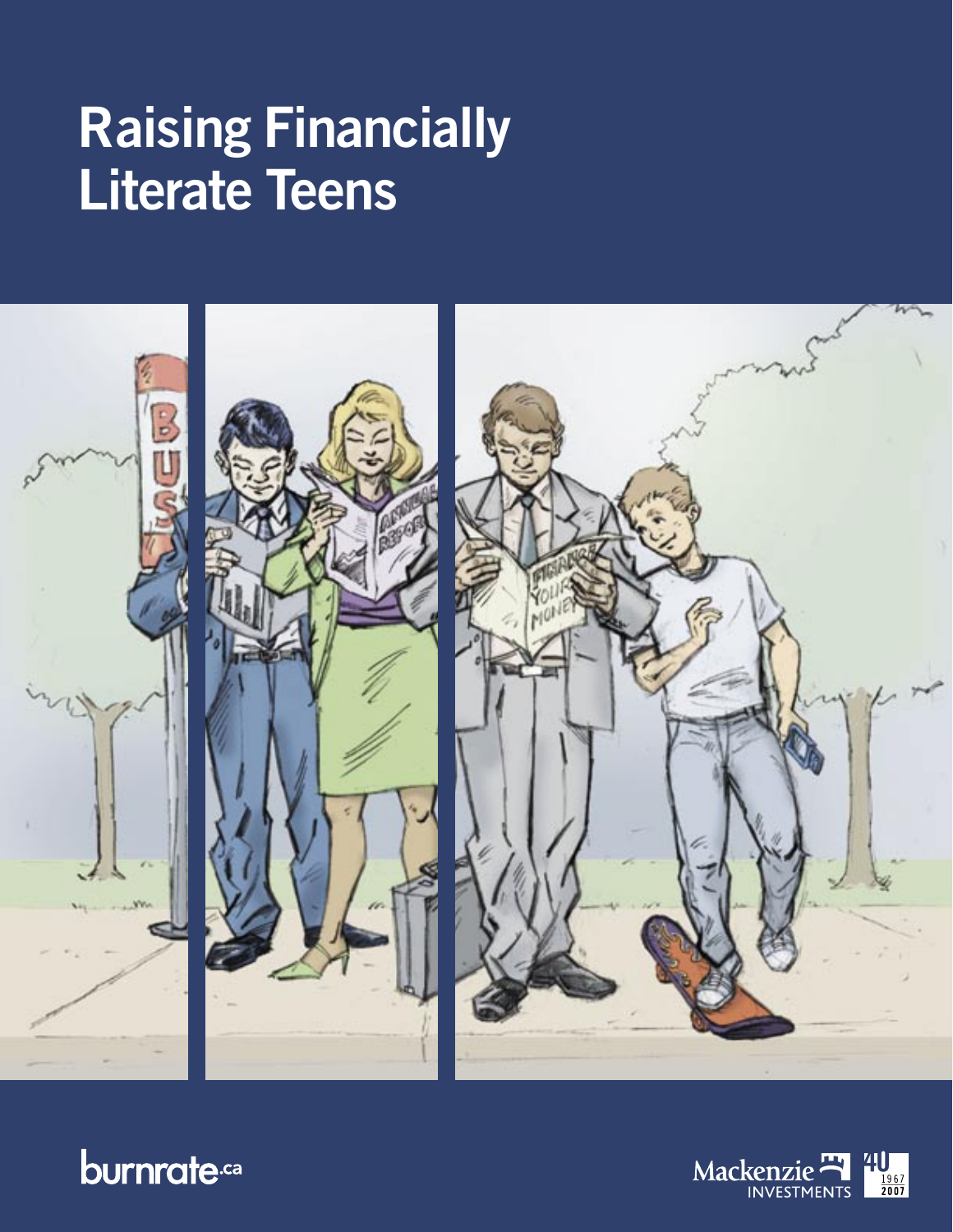# Raising Financially Literate Teens

burnrate.ca

Mackenzie INVESTMENTS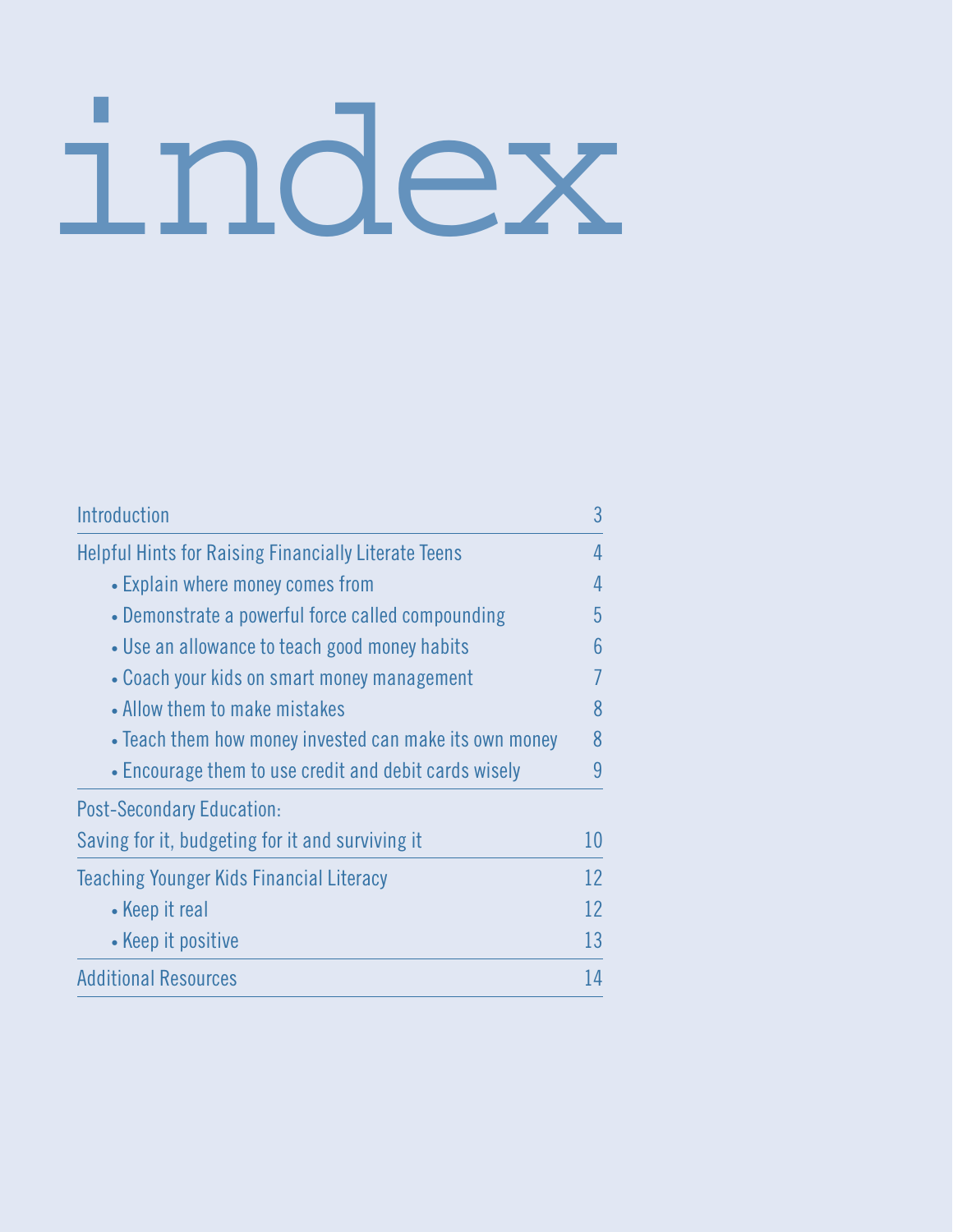# index

| | |
|---|---|
| Introduction | 3 |
| Helpful Hints for Raising Financially Literate Teens | 4 |
| • Explain where money comes from | 4 |
| • Demonstrate a powerful force called compounding | 5 |
| • Use an allowance to teach good money habits | 6 |
| • Coach your kids on smart money management | 7 |
| • Allow them to make mistakes | 8 |
| • Teach them how money invested can make its own money | 8 |
| • Encourage them to use credit and debit cards wisely | 9 |
| Post-Secondary Education: Saving for it, budgeting for it and surviving it | 10 |
| Teaching Younger Kids Financial Literacy | 12 |
| • Keep it real | 12 |
| • Keep it positive | 13 |
| Additional Resources | 14 |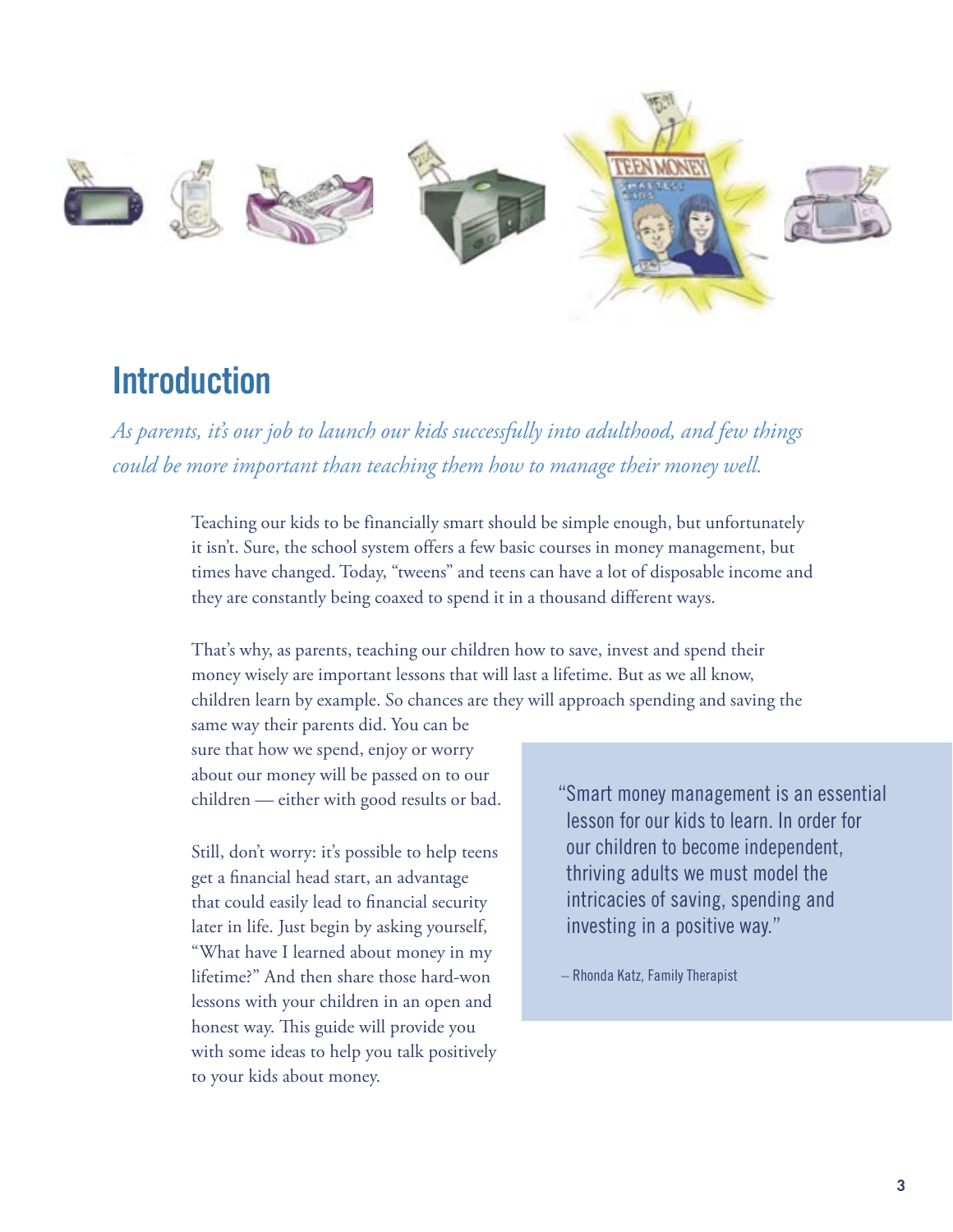## Introduction

*As parents, it's our job to launch our kids successfully into adulthood, and few things could be more important than teaching them how to manage their money well.*

Teaching our kids to be financially smart should be simple enough, but unfortunately it isn't. Sure, the school system offers a few basic courses in money management, but times have changed. Today, "tweens" and teens can have a lot of disposable income and they are constantly being coaxed to spend it in a thousand different ways.

That's why, as parents, teaching our children how to save, invest and spend their money wisely are important lessons that will last a lifetime. But as we all know, children learn by example. So chances are they will approach spending and saving the same way their parents did. You can be sure that how we spend, enjoy or worry about our money will be passed on to our children — either with good results or bad.

Still, don't worry: it's possible to help teens get a financial head start, an advantage that could easily lead to financial security later in life. Just begin by asking yourself, "What have I learned about money in my lifetime?" And then share those hard-won lessons with your children in an open and honest way. This guide will provide you with some ideas to help you talk positively to your kids about money.

> "Smart money management is an essential lesson for our kids to learn. In order for our children to become independent, thriving adults we must model the intricacies of saving, spending and investing in a positive way."
>
> – Rhonda Katz, Family Therapist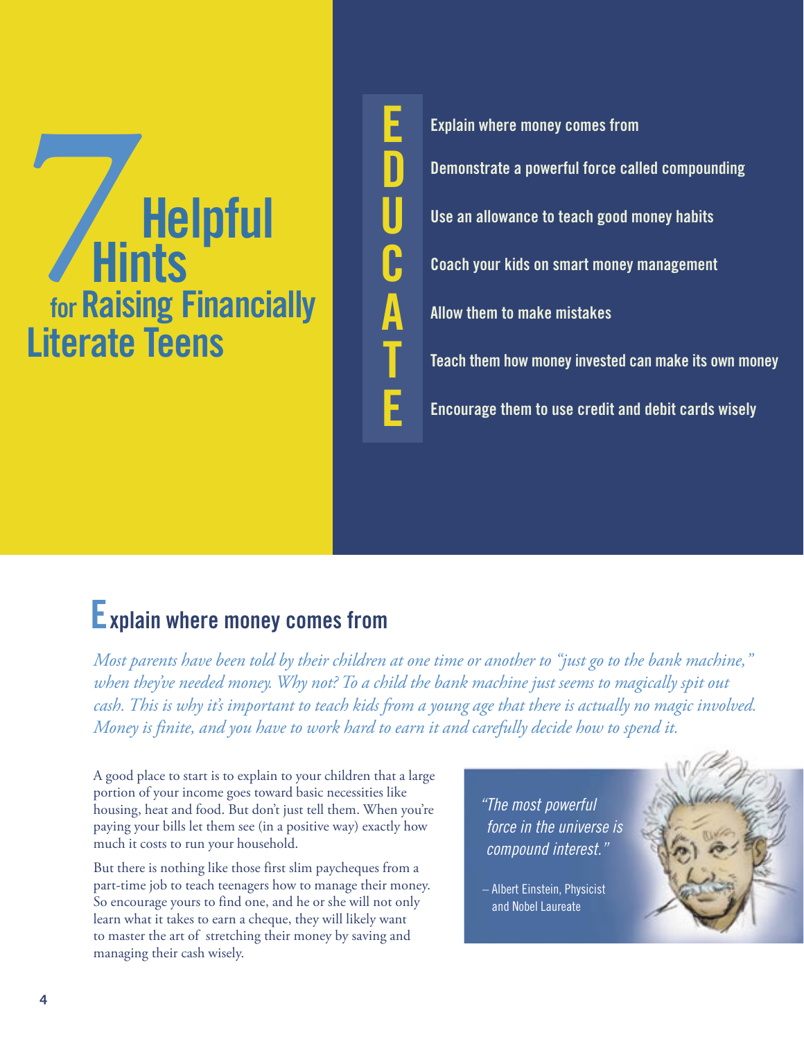# 7 Helpful Hints for Raising Financially Literate Teens

**E** – Explain where money comes from

**D** – Demonstrate a powerful force called compounding

**U** – Use an allowance to teach good money habits

**C** – Coach your kids on smart money management

**A** – Allow them to make mistakes

**T** – Teach them how money invested can make its own money

**E** – Encourage them to use credit and debit cards wisely

## Explain where money comes from

*Most parents have been told by their children at one time or another to "just go to the bank machine," when they've needed money. Why not? To a child the bank machine just seems to magically spit out cash. This is why it's important to teach kids from a young age that there is actually no magic involved. Money is finite, and you have to work hard to earn it and carefully decide how to spend it.*

A good place to start is to explain to your children that a large portion of your income goes toward basic necessities like housing, heat and food. But don't just tell them. When you're paying your bills let them see (in a positive way) exactly how much it costs to run your household.

But there is nothing like those first slim paycheques from a part-time job to teach teenagers how to manage their money. So encourage yours to find one, and he or she will not only learn what it takes to earn a cheque, they will likely want to master the art of stretching their money by saving and managing their cash wisely.

> *"The most powerful force in the universe is compound interest."*
>
> – Albert Einstein, Physicist and Nobel Laureate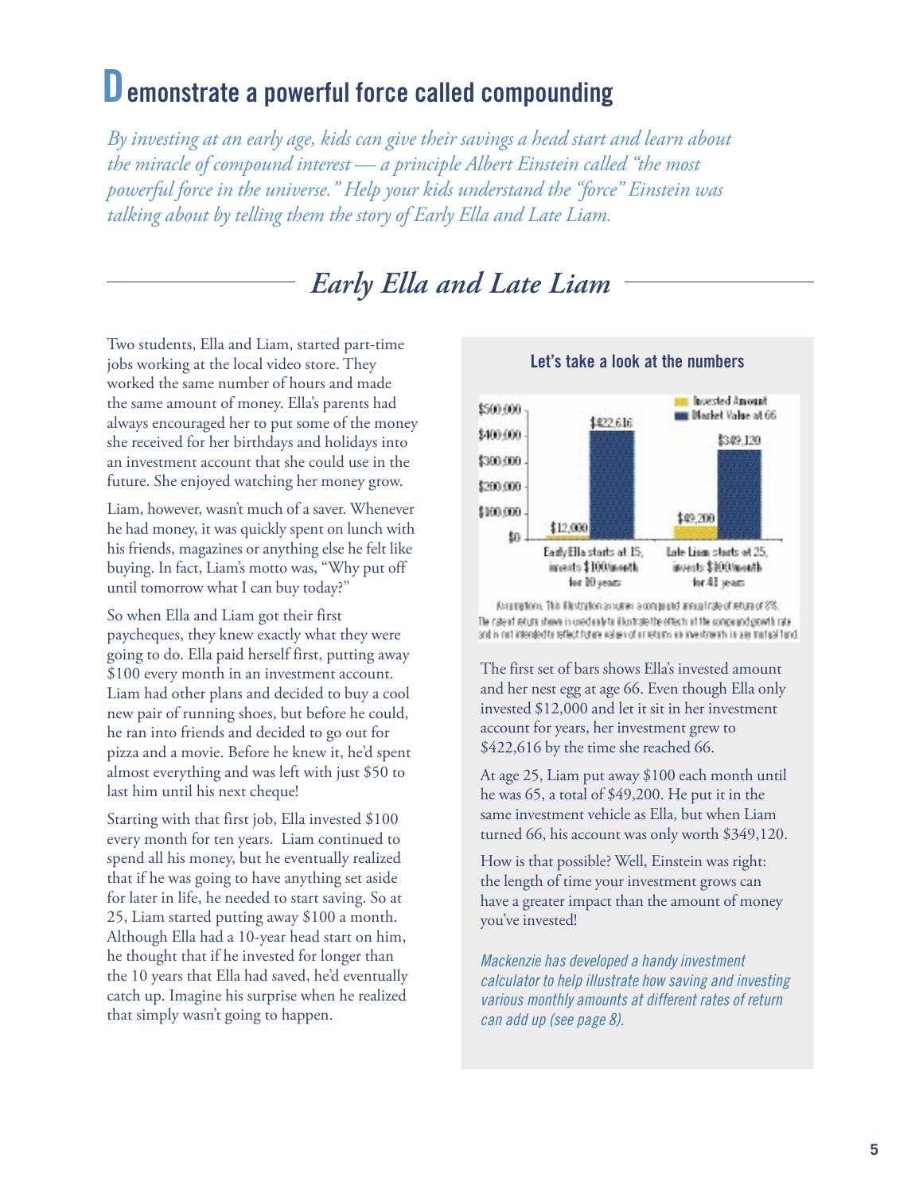# Demonstrate a powerful force called compounding

*By investing at an early age, kids can give their savings a head start and learn about the miracle of compound interest — a principle Albert Einstein called "the most powerful force in the universe." Help your kids understand the "force" Einstein was talking about by telling them the story of Early Ella and Late Liam.*

## *Early Ella and Late Liam*

Two students, Ella and Liam, started part-time jobs working at the local video store. They worked the same number of hours and made the same amount of money. Ella's parents had always encouraged her to put some of the money she received for her birthdays and holidays into an investment account that she could use in the future. She enjoyed watching her money grow.

Liam, however, wasn't much of a saver. Whenever he had money, it was quickly spent on lunch with his friends, magazines or anything else he felt like buying. In fact, Liam's motto was, "Why put off until tomorrow what I can buy today?"

So when Ella and Liam got their first paycheques, they knew exactly what they were going to do. Ella paid herself first, putting away $100 every month in an investment account. Liam had other plans and decided to buy a cool new pair of running shoes, but before he could, he ran into friends and decided to go out for pizza and a movie. Before he knew it, he'd spent almost everything and was left with just $50 to last him until his next cheque!

Starting with that first job, Ella invested $100 every month for ten years. Liam continued to spend all his money, but he eventually realized that if he was going to have anything set aside for later in life, he needed to start saving. So at 25, Liam started putting away $100 a month. Although Ella had a 10-year head start on him, he thought that if he invested for longer than the 10 years that Ella had saved, he'd eventually catch up. Imagine his surprise when he realized that simply wasn't going to happen.

### Let's take a look at the numbers

| | Invested Amount | Market Value at 66 |
|---|---|---|
| Early Ella starts at 15, invests $100/month for 10 years | $12,000 | $422,616 |
| Late Liam starts at 25, invests $100/month for 41 years | $49,200 | $349,120 |

Assumptions: This illustration assumes a compound annual rate of return of 8%. The rate of return shown is used only to illustrate the effects of the compound growth rate and is not intended to reflect future values of or returns on investments in any mutual fund.

The first set of bars shows Ella's invested amount and her nest egg at age 66. Even though Ella only invested $12,000 and let it sit in her investment account for years, her investment grew to $422,616 by the time she reached 66.

At age 25, Liam put away $100 each month until he was 65, a total of $49,200. He put it in the same investment vehicle as Ella, but when Liam turned 66, his account was only worth $349,120.

How is that possible? Well, Einstein was right: the length of time your investment grows can have a greater impact than the amount of money you've invested!

*Mackenzie has developed a handy investment calculator to help illustrate how saving and investing various monthly amounts at different rates of return can add up (see page 8).*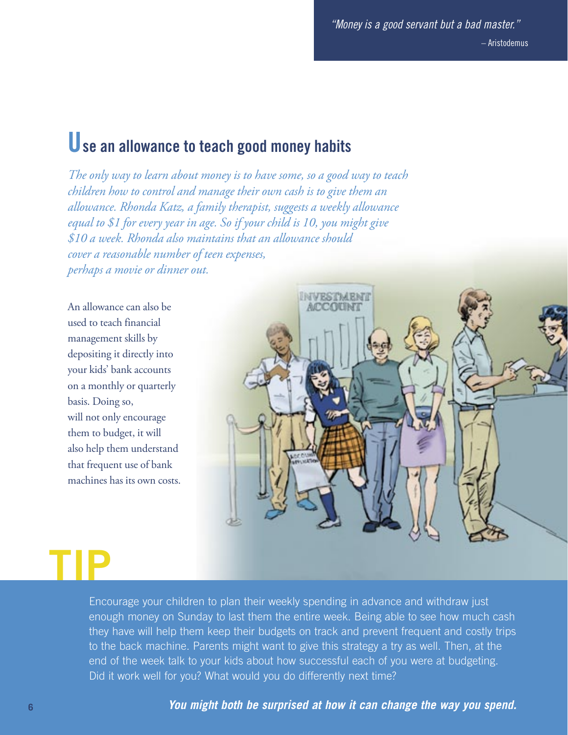*"Money is a good servant but a bad master."*
– Aristodemus

## Use an allowance to teach good money habits

*The only way to learn about money is to have some, so a good way to teach children how to control and manage their own cash is to give them an allowance. Rhonda Katz, a family therapist, suggests a weekly allowance equal to $1 for every year in age. So if your child is 10, you might give $10 a week. Rhonda also maintains that an allowance should cover a reasonable number of teen expenses, perhaps a movie or dinner out.*

An allowance can also be used to teach financial management skills by depositing it directly into your kids' bank accounts on a monthly or quarterly basis. Doing so, will not only encourage them to budget, it will also help them understand that frequent use of bank machines has its own costs.

## TIP

Encourage your children to plan their weekly spending in advance and withdraw just enough money on Sunday to last them the entire week. Being able to see how much cash they have will help them keep their budgets on track and prevent frequent and costly trips to the back machine. Parents might want to give this strategy a try as well. Then, at the end of the week talk to your kids about how successful each of you were at budgeting. Did it work well for you? What would you do differently next time?

***You might both be surprised at how it can change the way you spend.***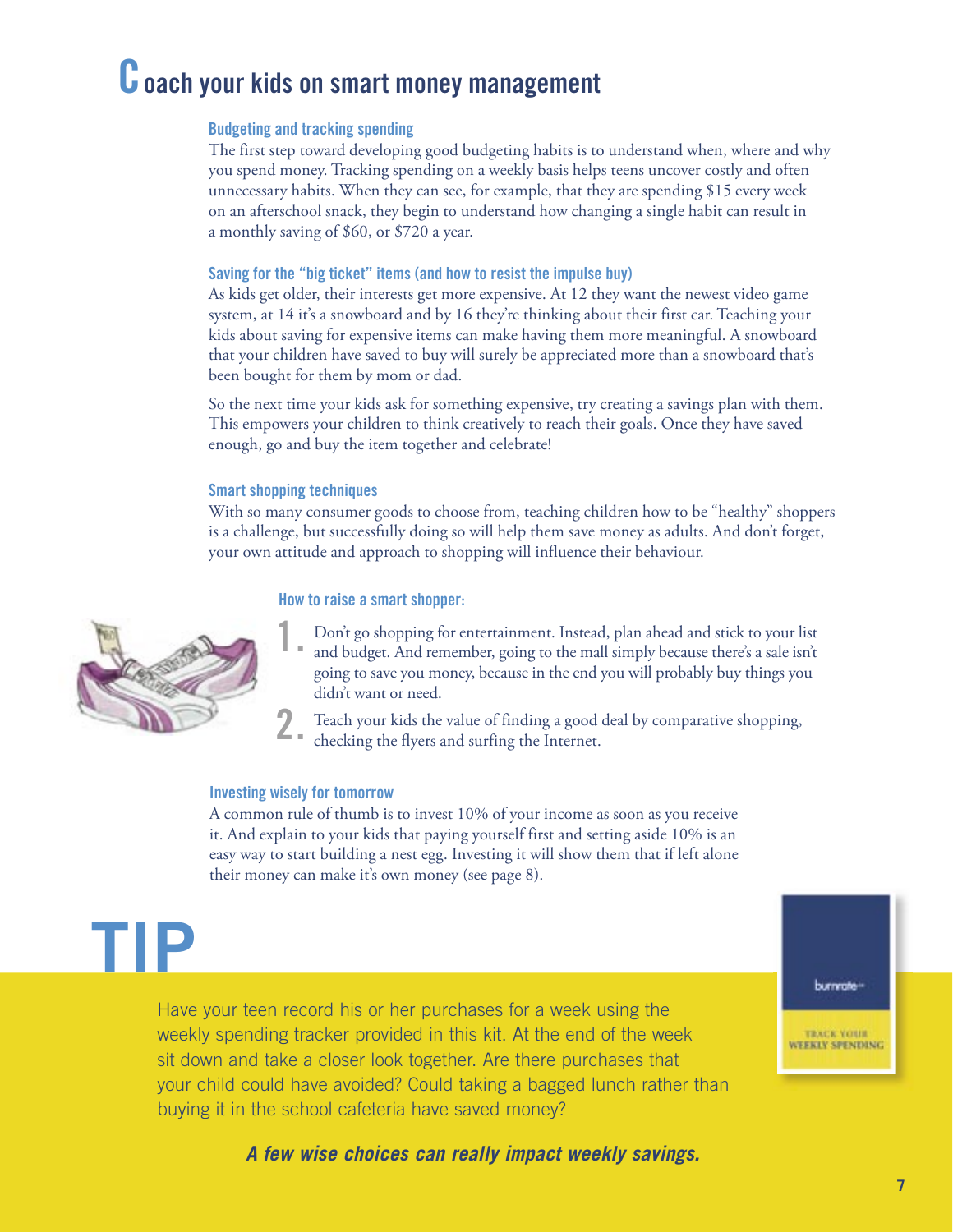# Coach your kids on smart money management

### Budgeting and tracking spending

The first step toward developing good budgeting habits is to understand when, where and why you spend money. Tracking spending on a weekly basis helps teens uncover costly and often unnecessary habits. When they can see, for example, that they are spending $15 every week on an afterschool snack, they begin to understand how changing a single habit can result in a monthly saving of $60, or $720 a year.

### Saving for the "big ticket" items (and how to resist the impulse buy)

As kids get older, their interests get more expensive. At 12 they want the newest video game system, at 14 it's a snowboard and by 16 they're thinking about their first car. Teaching your kids about saving for expensive items can make having them more meaningful. A snowboard that your children have saved to buy will surely be appreciated more than a snowboard that's been bought for them by mom or dad.

So the next time your kids ask for something expensive, try creating a savings plan with them. This empowers your children to think creatively to reach their goals. Once they have saved enough, go and buy the item together and celebrate!

### Smart shopping techniques

With so many consumer goods to choose from, teaching children how to be "healthy" shoppers is a challenge, but successfully doing so will help them save money as adults. And don't forget, your own attitude and approach to shopping will influence their behaviour.

#### How to raise a smart shopper:

1. Don't go shopping for entertainment. Instead, plan ahead and stick to your list and budget. And remember, going to the mall simply because there's a sale isn't going to save you money, because in the end you will probably buy things you didn't want or need.
2. Teach your kids the value of finding a good deal by comparative shopping, checking the flyers and surfing the Internet.

### Investing wisely for tomorrow

A common rule of thumb is to invest 10% of your income as soon as you receive it. And explain to your kids that paying yourself first and setting aside 10% is an easy way to start building a nest egg. Investing it will show them that if left alone their money can make it's own money (see page 8).

## TIP

Have your teen record his or her purchases for a week using the weekly spending tracker provided in this kit. At the end of the week sit down and take a closer look together. Are there purchases that your child could have avoided? Could taking a bagged lunch rather than buying it in the school cafeteria have saved money?

***A few wise choices can really impact weekly savings.***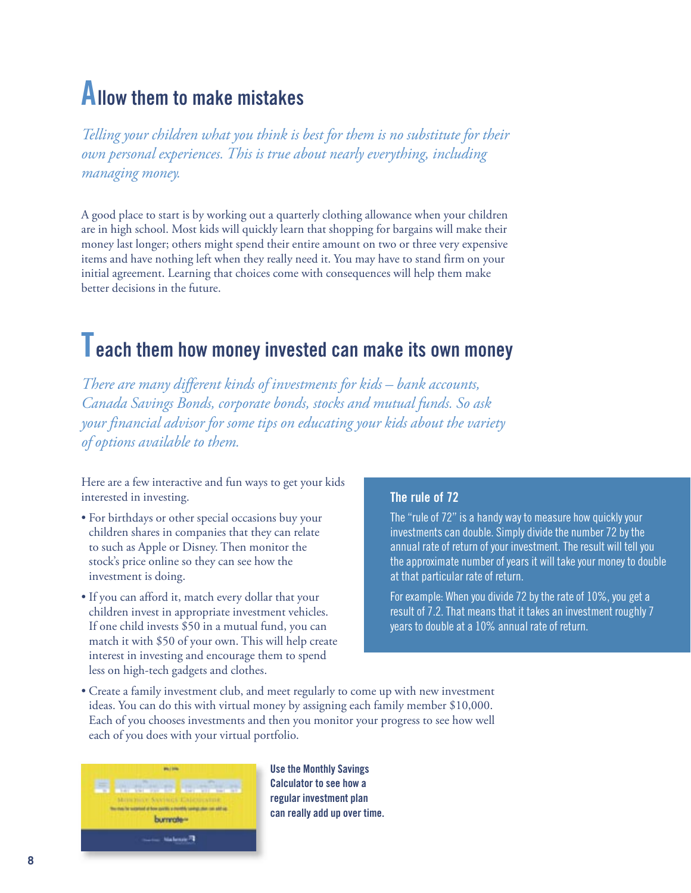## Allow them to make mistakes

*Telling your children what you think is best for them is no substitute for their own personal experiences. This is true about nearly everything, including managing money.*

A good place to start is by working out a quarterly clothing allowance when your children are in high school. Most kids will quickly learn that shopping for bargains will make their money last longer; others might spend their entire amount on two or three very expensive items and have nothing left when they really need it. You may have to stand firm on your initial agreement. Learning that choices come with consequences will help them make better decisions in the future.

## Teach them how money invested can make its own money

*There are many different kinds of investments for kids – bank accounts, Canada Savings Bonds, corporate bonds, stocks and mutual funds. So ask your financial advisor for some tips on educating your kids about the variety of options available to them.*

Here are a few interactive and fun ways to get your kids interested in investing.

- For birthdays or other special occasions buy your children shares in companies that they can relate to such as Apple or Disney. Then monitor the stock's price online so they can see how the investment is doing.
- If you can afford it, match every dollar that your children invest in appropriate investment vehicles. If one child invests $50 in a mutual fund, you can match it with $50 of your own. This will help create interest in investing and encourage them to spend less on high-tech gadgets and clothes.
- Create a family investment club, and meet regularly to come up with new investment ideas. You can do this with virtual money by assigning each family member $10,000. Each of you chooses investments and then you monitor your progress to see how well each of you does with your virtual portfolio.

### The rule of 72

The "rule of 72" is a handy way to measure how quickly your investments can double. Simply divide the number 72 by the annual rate of return of your investment. The result will tell you the approximate number of years it will take your money to double at that particular rate of return.

For example: When you divide 72 by the rate of 10%, you get a result of 7.2. That means that it takes an investment roughly 7 years to double at a 10% annual rate of return.

**Use the Monthly Savings Calculator to see how a regular investment plan can really add up over time.**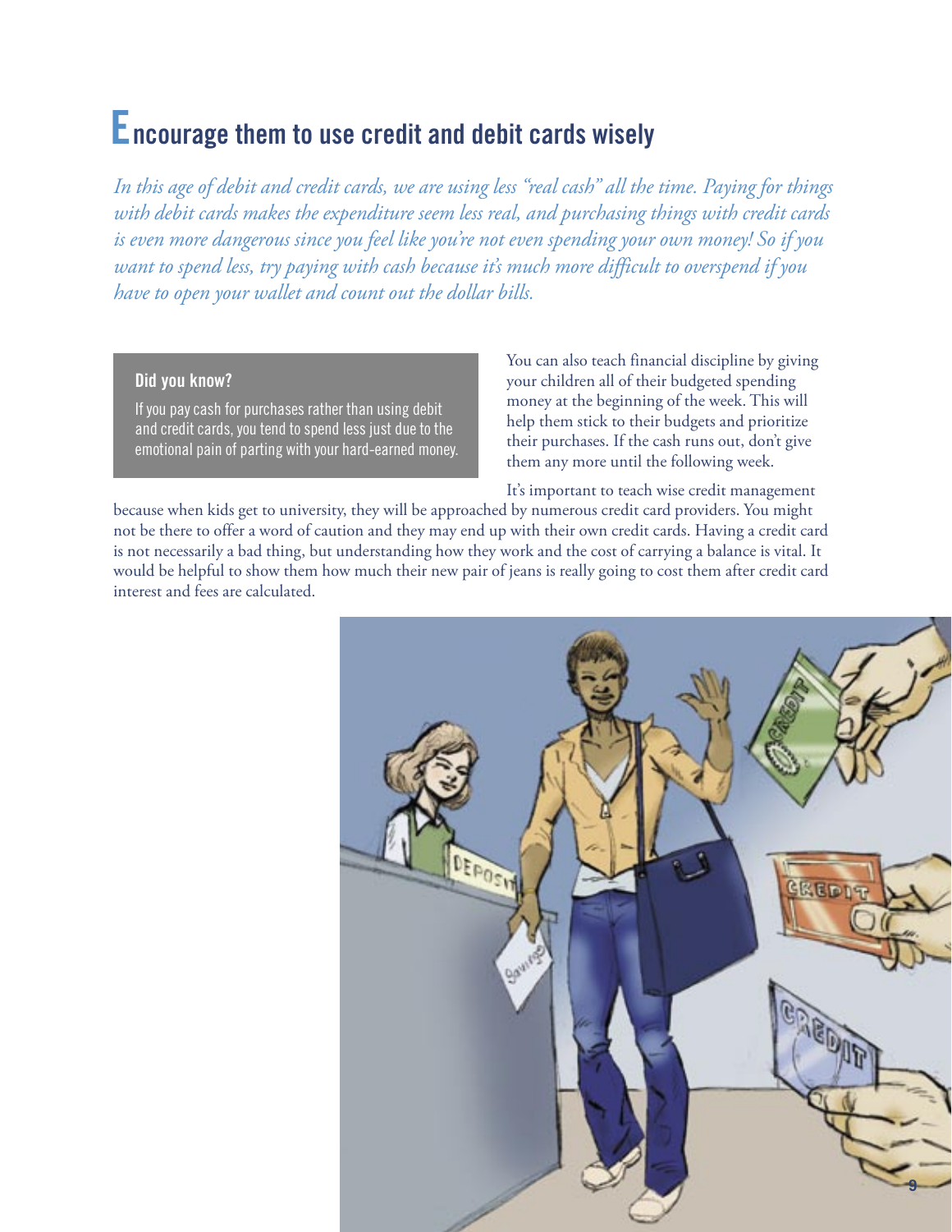# Encourage them to use credit and debit cards wisely

*In this age of debit and credit cards, we are using less "real cash" all the time. Paying for things with debit cards makes the expenditure seem less real, and purchasing things with credit cards is even more dangerous since you feel like you're not even spending your own money! So if you want to spend less, try paying with cash because it's much more difficult to overspend if you have to open your wallet and count out the dollar bills.*

> **Did you know?**
>
> If you pay cash for purchases rather than using debit and credit cards, you tend to spend less just due to the emotional pain of parting with your hard-earned money.

You can also teach financial discipline by giving your children all of their budgeted spending money at the beginning of the week. This will help them stick to their budgets and prioritize their purchases. If the cash runs out, don't give them any more until the following week.

It's important to teach wise credit management because when kids get to university, they will be approached by numerous credit card providers. You might not be there to offer a word of caution and they may end up with their own credit cards. Having a credit card is not necessarily a bad thing, but understanding how they work and the cost of carrying a balance is vital. It would be helpful to show them how much their new pair of jeans is really going to cost them after credit card interest and fees are calculated.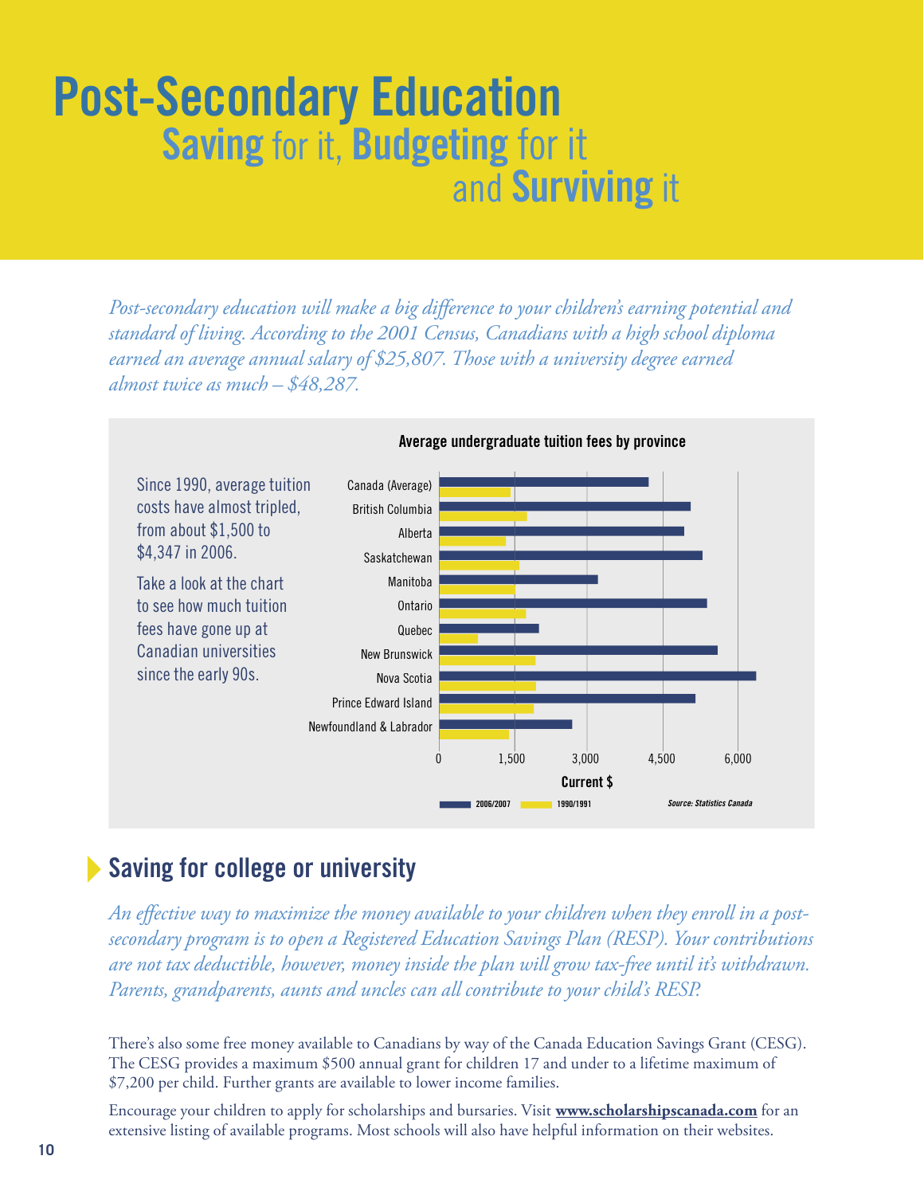# Post-Secondary Education
## Saving for it, Budgeting for it and Surviving it

*Post-secondary education will make a big difference to your children's earning potential and standard of living. According to the 2001 Census, Canadians with a high school diploma earned an average annual salary of $25,807. Those with a university degree earned almost twice as much – $48,287.*

Since 1990, average tuition costs have almost tripled, from about $1,500 to $4,347 in 2006.

Take a look at the chart to see how much tuition fees have gone up at Canadian universities since the early 90s.

**Average undergraduate tuition fees by province**

Provinces: Canada (Average), British Columbia, Alberta, Saskatchewan, Manitoba, Ontario, Quebec, New Brunswick, Nova Scotia, Prince Edward Island, Newfoundland & Labrador

Axis: 0, 1,500, 3,000, 4,500, 6,000 — **Current $**

Legend: 2006/2007, 1990/1991

*Source: Statistics Canada*

## Saving for college or university

*An effective way to maximize the money available to your children when they enroll in a post-secondary program is to open a Registered Education Savings Plan (RESP). Your contributions are not tax deductible, however, money inside the plan will grow tax-free until it's withdrawn. Parents, grandparents, aunts and uncles can all contribute to your child's RESP.*

There's also some free money available to Canadians by way of the Canada Education Savings Grant (CESG). The CESG provides a maximum $500 annual grant for children 17 and under to a lifetime maximum of $7,200 per child. Further grants are available to lower income families.

Encourage your children to apply for scholarships and bursaries. Visit **www.scholarshipscanada.com** for an extensive listing of available programs. Most schools will also have helpful information on their websites.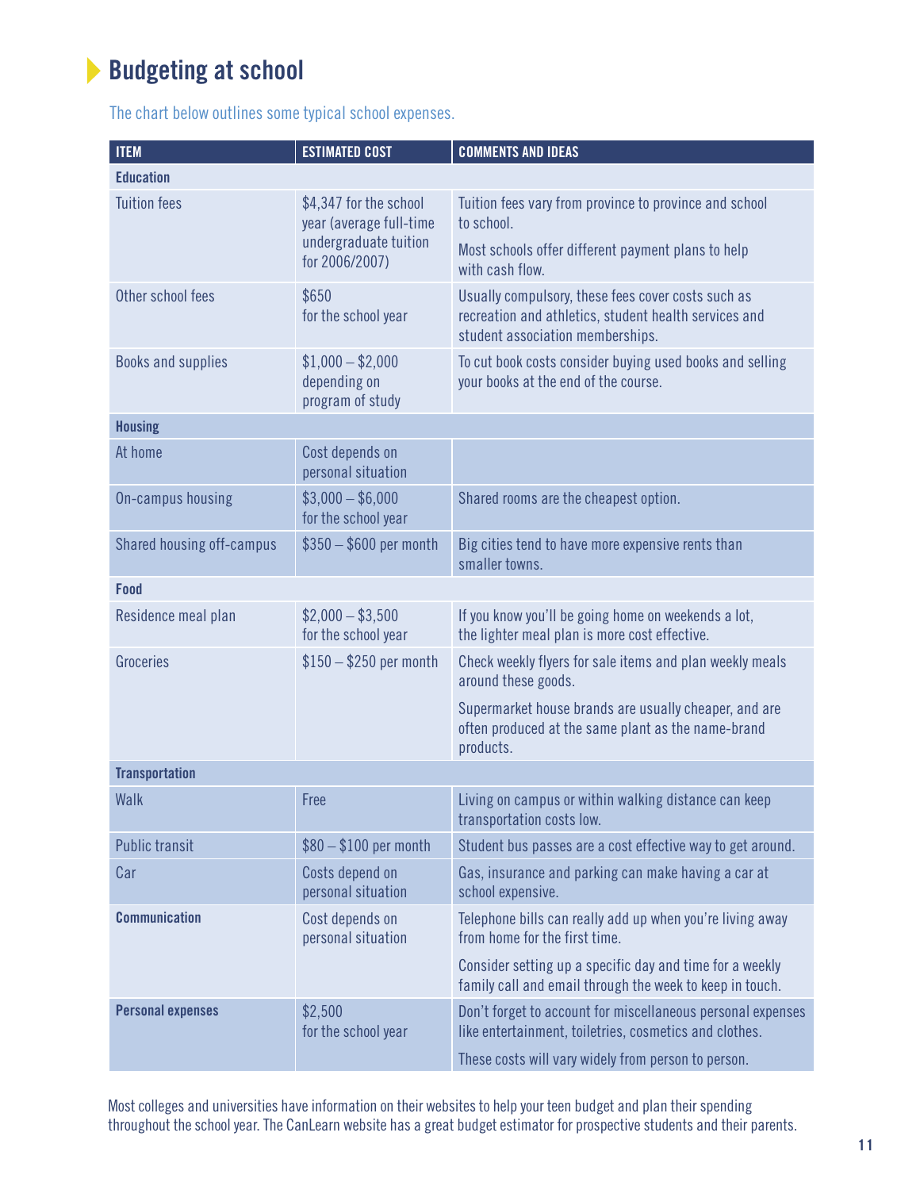# Budgeting at school

The chart below outlines some typical school expenses.

| ITEM | ESTIMATED COST | COMMENTS AND IDEAS |
|---|---|---|
| **Education** | | |
| Tuition fees | $4,347 for the school year (average full-time undergraduate tuition for 2006/2007) | Tuition fees vary from province to province and school to school.<br>Most schools offer different payment plans to help with cash flow. |
| Other school fees | $650 for the school year | Usually compulsory, these fees cover costs such as recreation and athletics, student health services and student association memberships. |
| Books and supplies | $1,000 – $2,000 depending on program of study | To cut book costs consider buying used books and selling your books at the end of the course. |
| **Housing** | | |
| At home | Cost depends on personal situation | |
| On-campus housing | $3,000 – $6,000 for the school year | Shared rooms are the cheapest option. |
| Shared housing off-campus | $350 – $600 per month | Big cities tend to have more expensive rents than smaller towns. |
| **Food** | | |
| Residence meal plan | $2,000 – $3,500 for the school year | If you know you'll be going home on weekends a lot, the lighter meal plan is more cost effective. |
| Groceries | $150 – $250 per month | Check weekly flyers for sale items and plan weekly meals around these goods.<br>Supermarket house brands are usually cheaper, and are often produced at the same plant as the name-brand products. |
| **Transportation** | | |
| Walk | Free | Living on campus or within walking distance can keep transportation costs low. |
| Public transit | $80 – $100 per month | Student bus passes are a cost effective way to get around. |
| Car | Costs depend on personal situation | Gas, insurance and parking can make having a car at school expensive. |
| **Communication** | Cost depends on personal situation | Telephone bills can really add up when you're living away from home for the first time.<br>Consider setting up a specific day and time for a weekly family call and email through the week to keep in touch. |
| **Personal expenses** | $2,500 for the school year | Don't forget to account for miscellaneous personal expenses like entertainment, toiletries, cosmetics and clothes.<br>These costs will vary widely from person to person. |

Most colleges and universities have information on their websites to help your teen budget and plan their spending throughout the school year. The CanLearn website has a great budget estimator for prospective students and their parents.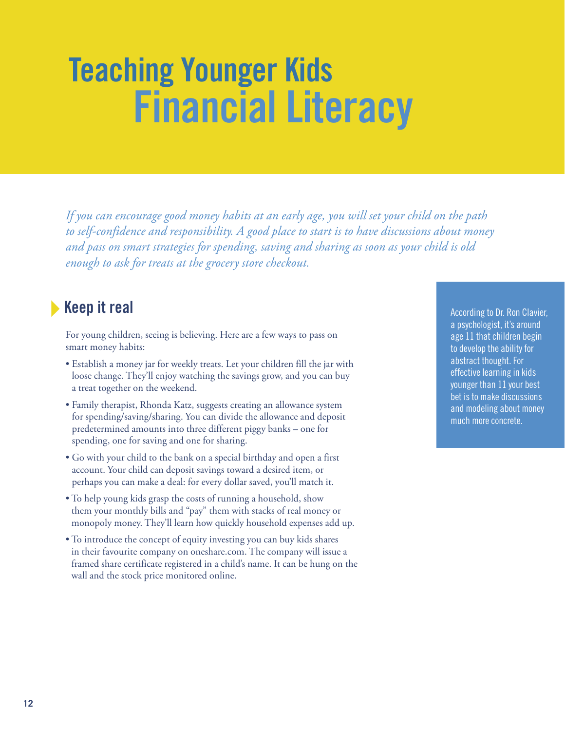# Teaching Younger Kids Financial Literacy

*If you can encourage good money habits at an early age, you will set your child on the path to self-confidence and responsibility. A good place to start is to have discussions about money and pass on smart strategies for spending, saving and sharing as soon as your child is old enough to ask for treats at the grocery store checkout.*

## Keep it real

For young children, seeing is believing. Here are a few ways to pass on smart money habits:

- Establish a money jar for weekly treats. Let your children fill the jar with loose change. They'll enjoy watching the savings grow, and you can buy a treat together on the weekend.
- Family therapist, Rhonda Katz, suggests creating an allowance system for spending/saving/sharing. You can divide the allowance and deposit predetermined amounts into three different piggy banks – one for spending, one for saving and one for sharing.
- Go with your child to the bank on a special birthday and open a first account. Your child can deposit savings toward a desired item, or perhaps you can make a deal: for every dollar saved, you'll match it.
- To help young kids grasp the costs of running a household, show them your monthly bills and "pay" them with stacks of real money or monopoly money. They'll learn how quickly household expenses add up.
- To introduce the concept of equity investing you can buy kids shares in their favourite company on oneshare.com. The company will issue a framed share certificate registered in a child's name. It can be hung on the wall and the stock price monitored online.

According to Dr. Ron Clavier, a psychologist, it's around age 11 that children begin to develop the ability for abstract thought. For effective learning in kids younger than 11 your best bet is to make discussions and modeling about money much more concrete.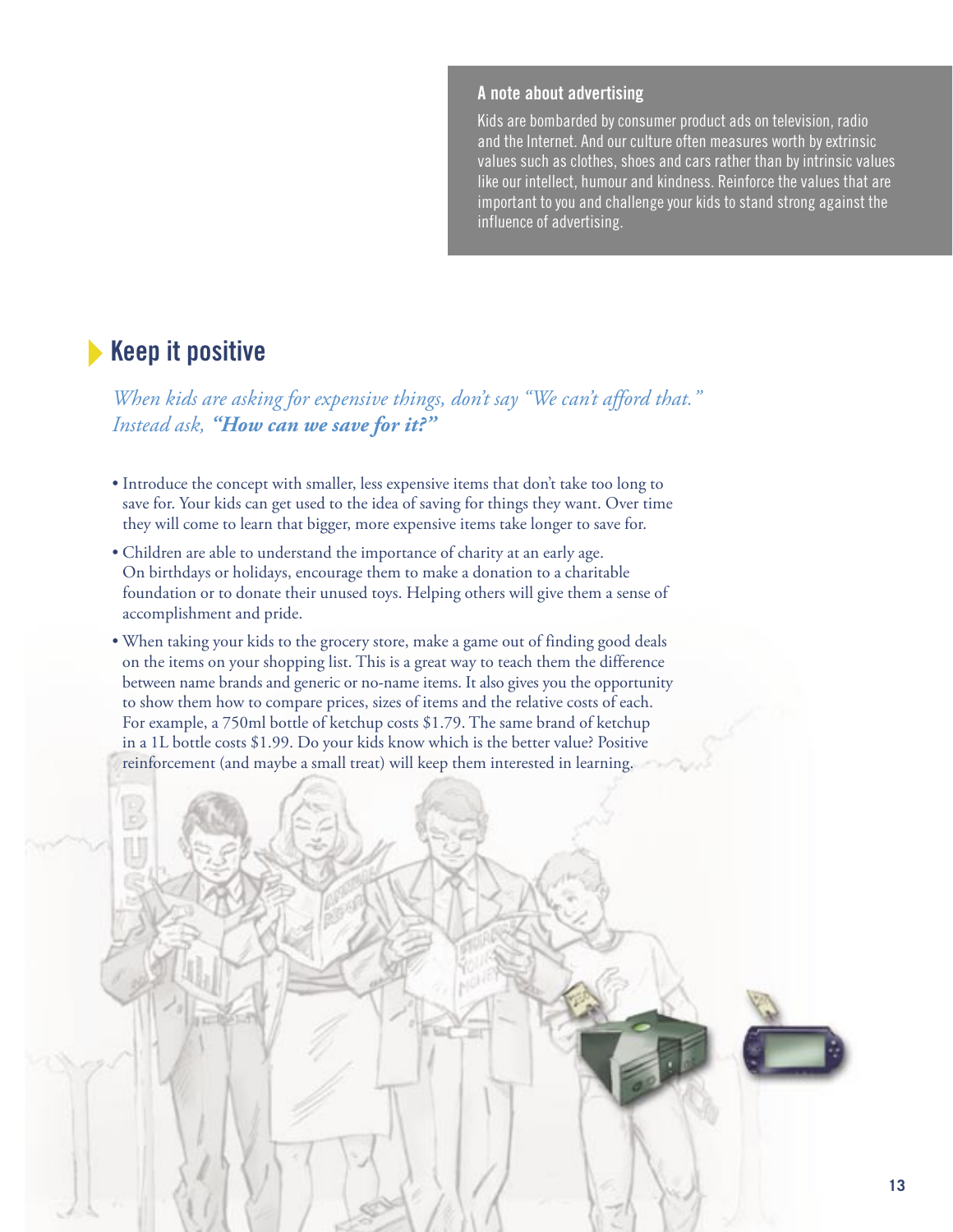### A note about advertising

Kids are bombarded by consumer product ads on television, radio and the Internet. And our culture often measures worth by extrinsic values such as clothes, shoes and cars rather than by intrinsic values like our intellect, humour and kindness. Reinforce the values that are important to you and challenge your kids to stand strong against the influence of advertising.

## Keep it positive

*When kids are asking for expensive things, don't say "We can't afford that." Instead ask,* ***"How can we save for it?"***

- Introduce the concept with smaller, less expensive items that don't take too long to save for. Your kids can get used to the idea of saving for things they want. Over time they will come to learn that bigger, more expensive items take longer to save for.
- Children are able to understand the importance of charity at an early age. On birthdays or holidays, encourage them to make a donation to a charitable foundation or to donate their unused toys. Helping others will give them a sense of accomplishment and pride.
- When taking your kids to the grocery store, make a game out of finding good deals on the items on your shopping list. This is a great way to teach them the difference between name brands and generic or no-name items. It also gives you the opportunity to show them how to compare prices, sizes of items and the relative costs of each. For example, a 750ml bottle of ketchup costs $1.79. The same brand of ketchup in a 1L bottle costs $1.99. Do your kids know which is the better value? Positive reinforcement (and maybe a small treat) will keep them interested in learning.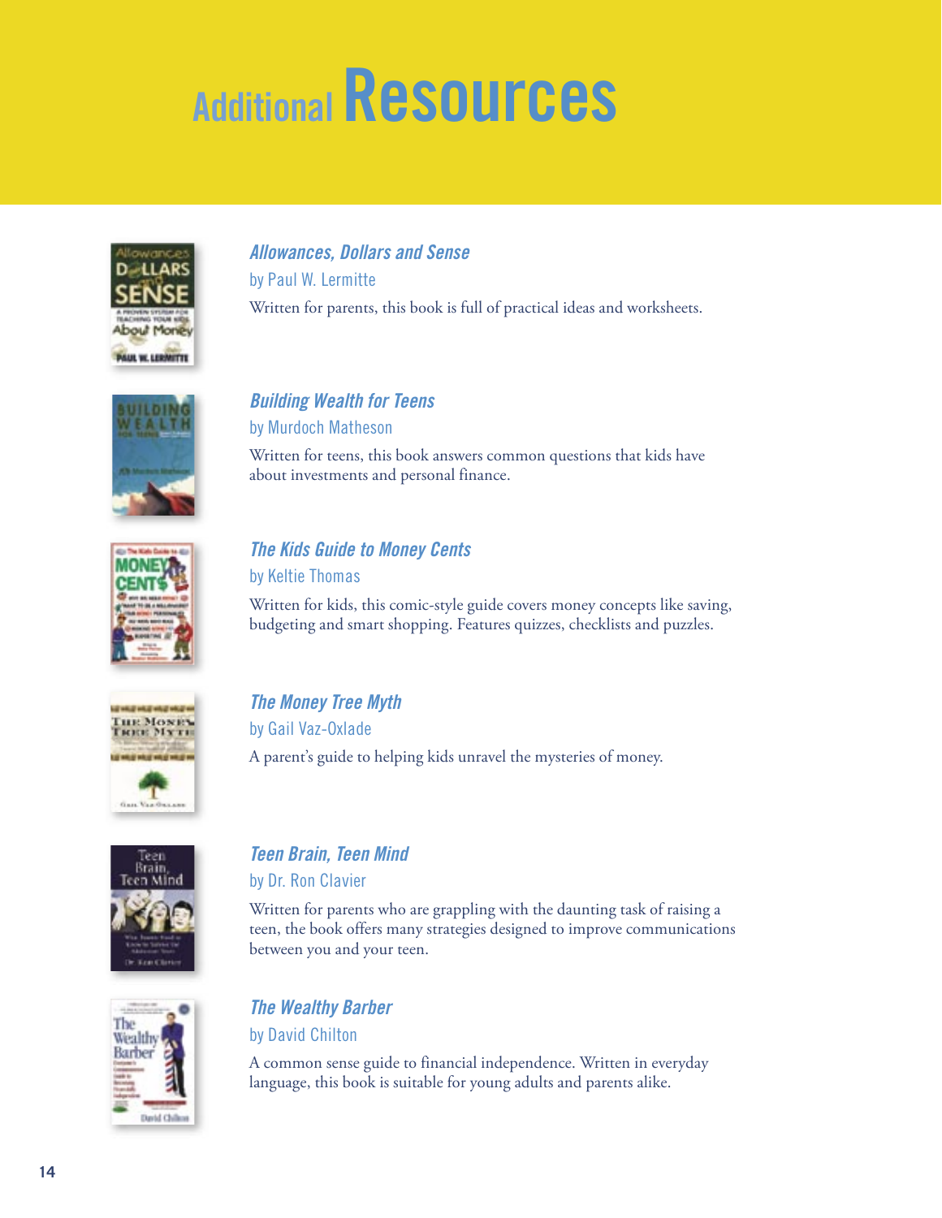# Additional Resources

### *Allowances, Dollars and Sense*

by Paul W. Lermitte

Written for parents, this book is full of practical ideas and worksheets.

### *Building Wealth for Teens*

by Murdoch Matheson

Written for teens, this book answers common questions that kids have about investments and personal finance.

### *The Kids Guide to Money Cents*

by Keltie Thomas

Written for kids, this comic-style guide covers money concepts like saving, budgeting and smart shopping. Features quizzes, checklists and puzzles.

### *The Money Tree Myth*

by Gail Vaz-Oxlade

A parent's guide to helping kids unravel the mysteries of money.

### *Teen Brain, Teen Mind*

by Dr. Ron Clavier

Written for parents who are grappling with the daunting task of raising a teen, the book offers many strategies designed to improve communications between you and your teen.

### *The Wealthy Barber*

by David Chilton

A common sense guide to financial independence. Written in everyday language, this book is suitable for young adults and parents alike.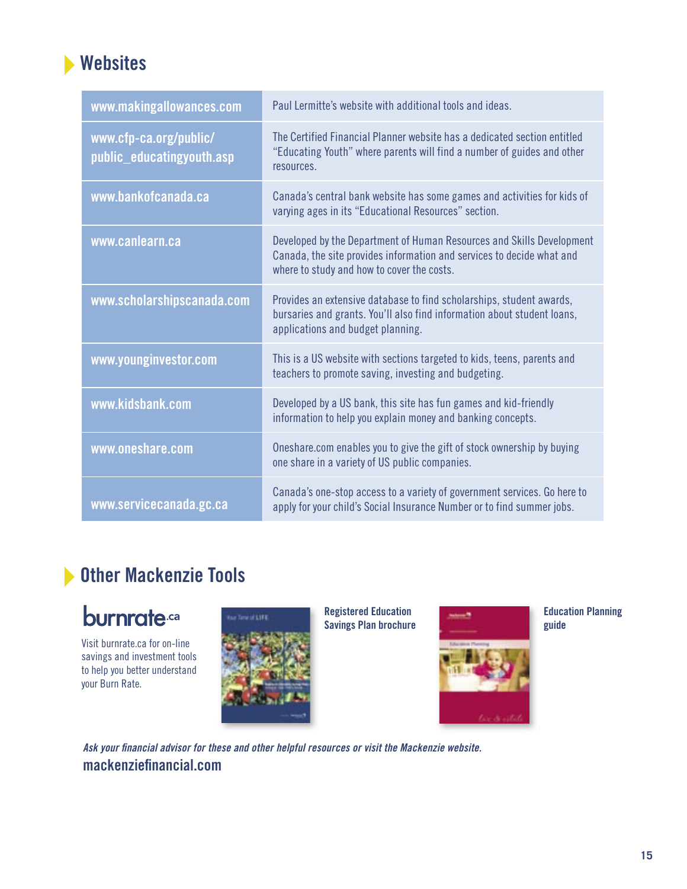## Websites

| | |
|---|---|
| www.makingallowances.com | Paul Lermitte's website with additional tools and ideas. |
| www.cfp-ca.org/public/public_educatingyouth.asp | The Certified Financial Planner website has a dedicated section entitled "Educating Youth" where parents will find a number of guides and other resources. |
| www.bankofcanada.ca | Canada's central bank website has some games and activities for kids of varying ages in its "Educational Resources" section. |
| www.canlearn.ca | Developed by the Department of Human Resources and Skills Development Canada, the site provides information and services to decide what and where to study and how to cover the costs. |
| www.scholarshipscanada.com | Provides an extensive database to find scholarships, student awards, bursaries and grants. You'll also find information about student loans, applications and budget planning. |
| www.younginvestor.com | This is a US website with sections targeted to kids, teens, parents and teachers to promote saving, investing and budgeting. |
| www.kidsbank.com | Developed by a US bank, this site has fun games and kid-friendly information to help you explain money and banking concepts. |
| www.oneshare.com | Oneshare.com enables you to give the gift of stock ownership by buying one share in a variety of US public companies. |
| www.servicecanada.gc.ca | Canada's one-stop access to a variety of government services. Go here to apply for your child's Social Insurance Number or to find summer jobs. |

## Other Mackenzie Tools

**burnrate.ca**

Visit burnrate.ca for on-line savings and investment tools to help you better understand your Burn Rate.

**Registered Education Savings Plan brochure**

**Education Planning guide**

*Ask your financial advisor for these and other helpful resources or visit the Mackenzie website.*

**mackenziefinancial.com**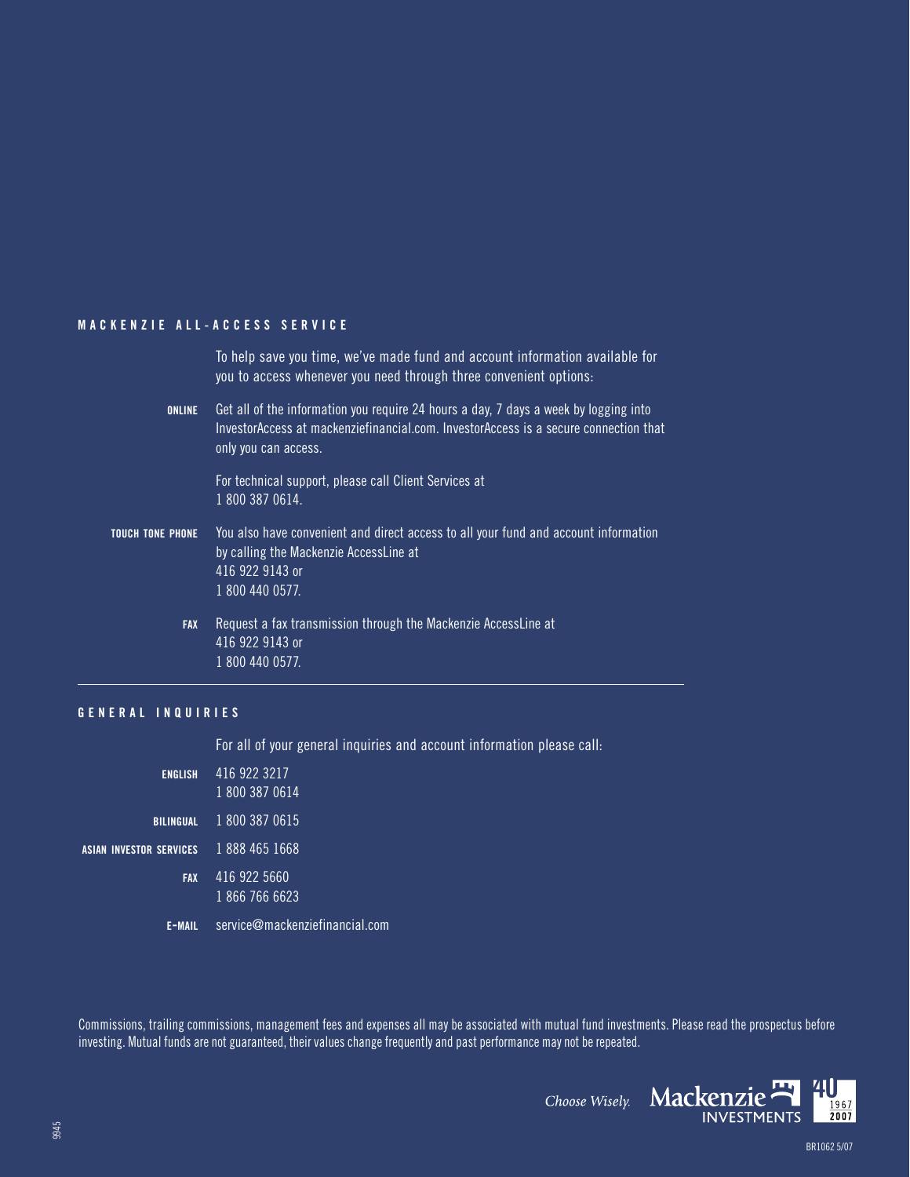## MACKENZIE ALL-ACCESS SERVICE

To help save you time, we've made fund and account information available for you to access whenever you need through three convenient options:

**ONLINE** Get all of the information you require 24 hours a day, 7 days a week by logging into InvestorAccess at mackenziefinancial.com. InvestorAccess is a secure connection that only you can access.

For technical support, please call Client Services at
1 800 387 0614.

**TOUCH TONE PHONE** You also have convenient and direct access to all your fund and account information by calling the Mackenzie AccessLine at
416 922 9143 or
1 800 440 0577.

**FAX** Request a fax transmission through the Mackenzie AccessLine at
416 922 9143 or
1 800 440 0577.

---

## GENERAL INQUIRIES

For all of your general inquiries and account information please call:

**ENGLISH** 416 922 3217
1 800 387 0614

**BILINGUAL** 1 800 387 0615

**ASIAN INVESTOR SERVICES** 1 888 465 1668

**FAX** 416 922 5660
1 866 766 6623

**E-MAIL** service@mackenziefinancial.com

Commissions, trailing commissions, management fees and expenses all may be associated with mutual fund investments. Please read the prospectus before investing. Mutual funds are not guaranteed, their values change frequently and past performance may not be repeated.

*Choose Wisely.* Mackenzie INVESTMENTS 40 1967 2007

9945

BR1062 5/07